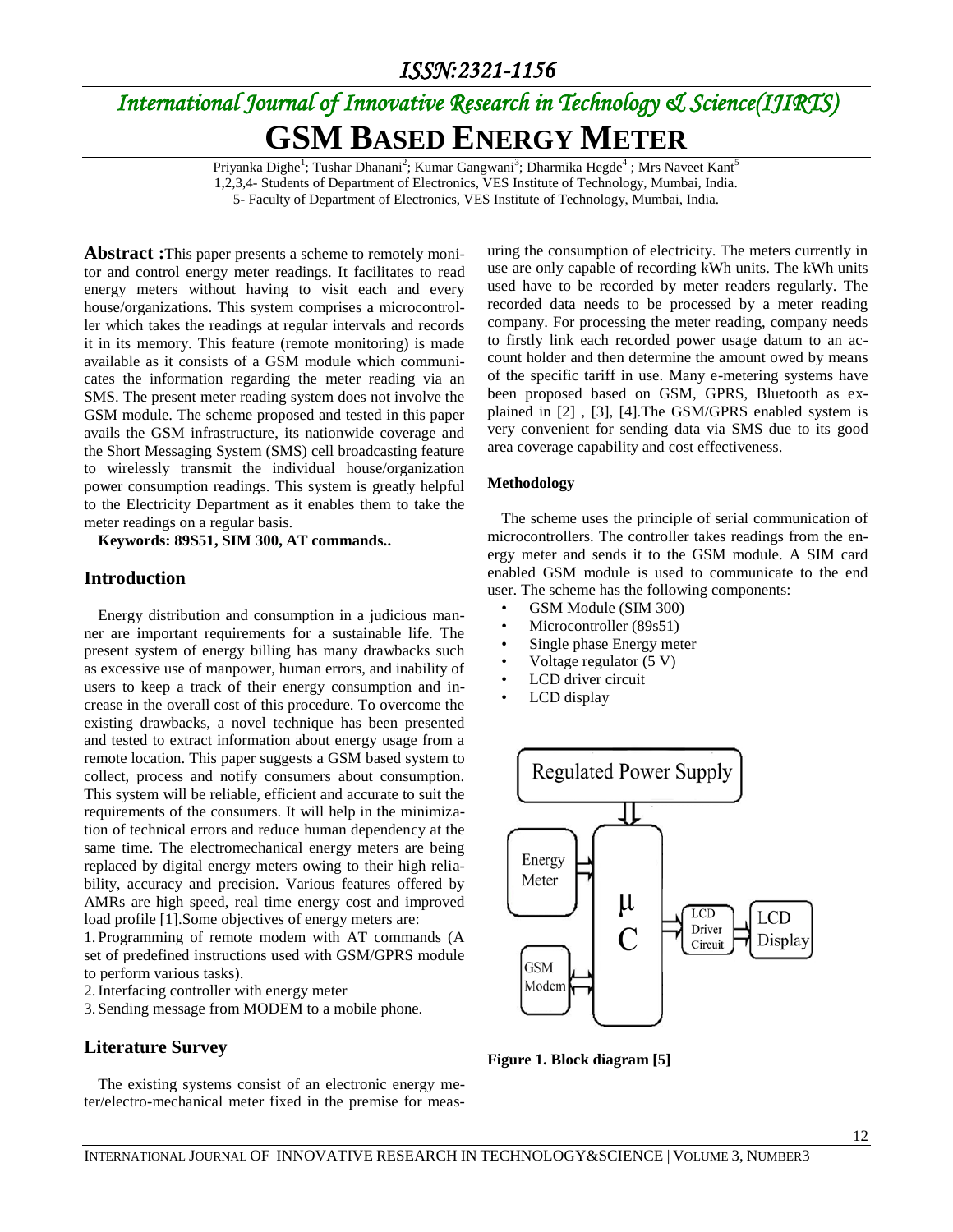# GSM BASED ENERGY METER

Priyanka Dighe[1]; Tushar Dhanani[2]; Kumar Gangwani[3]; Dharmika Hegde[4] ; Mrs Naveet Kant[5]

1,2,3,4- Students of Department of Electronics, VES Institute of Technology, Mumbai, India.

5- Faculty of Department of Electronics, VES Institute of Technology, Mumbai, India.

**Abstract :**This paper presents a scheme to remotely monitor and control energy meter readings. It facilitates to read energy meters without having to visit each and every house/organizations. This system comprises a microcontroller which takes the readings at regular intervals and records it in its memory. This feature (remote monitoring) is made available as it consists of a GSM module which communicates the information regarding the meter reading via an SMS. The present meter reading system does not involve the GSM module. The scheme proposed and tested in this paper avails the GSM infrastructure, its nationwide coverage and the Short Messaging System (SMS) cell broadcasting feature to wirelessly transmit the individual house/organization power consumption readings. This system is greatly helpful to the Electricity Department as it enables them to take the meter readings on a regular basis.

**Keywords: 89S51, SIM 300, AT commands..**

## Introduction

Energy distribution and consumption in a judicious manner are important requirements for a sustainable life. The present system of energy billing has many drawbacks such as excessive use of manpower, human errors, and inability of users to keep a track of their energy consumption and increase in the overall cost of this procedure. To overcome the existing drawbacks, a novel technique has been presented and tested to extract information about energy usage from a remote location. This paper suggests a GSM based system to collect, process and notify consumers about consumption. This system will be reliable, efficient and accurate to suit the requirements of the consumers. It will help in the minimization of technical errors and reduce human dependency at the same time. The electromechanical energy meters are being replaced by digital energy meters owing to their high reliability, accuracy and precision. Various features offered by AMRs are high speed, real time energy cost and improved load profile [1].Some objectives of energy meters are:

1. Programming of remote modem with AT commands (A set of predefined instructions used with GSM/GPRS module to perform various tasks).
2. Interfacing controller with energy meter
3. Sending message from MODEM to a mobile phone.

## Literature Survey

The existing systems consist of an electronic energy meter/electro-mechanical meter fixed in the premise for measuring the consumption of electricity. The meters currently in use are only capable of recording kWh units. The kWh units used have to be recorded by meter readers regularly. The recorded data needs to be processed by a meter reading company. For processing the meter reading, company needs to firstly link each recorded power usage datum to an account holder and then determine the amount owed by means of the specific tariff in use. Many e-metering systems have been proposed based on GSM, GPRS, Bluetooth as explained in [2] , [3], [4].The GSM/GPRS enabled system is very convenient for sending data via SMS due to its good area coverage capability and cost effectiveness.

### Methodology

The scheme uses the principle of serial communication of microcontrollers. The controller takes readings from the energy meter and sends it to the GSM module. A SIM card enabled GSM module is used to communicate to the end user. The scheme has the following components:

- GSM Module (SIM 300)
- Microcontroller (89s51)
- Single phase Energy meter
- Voltage regulator (5 V)
- LCD driver circuit
- LCD display

Regulated Power Supply

Energy Meter

μ C

LCD Driver Circuit

LCD Display

GSM Modem

**Figure 1. Block diagram [5]**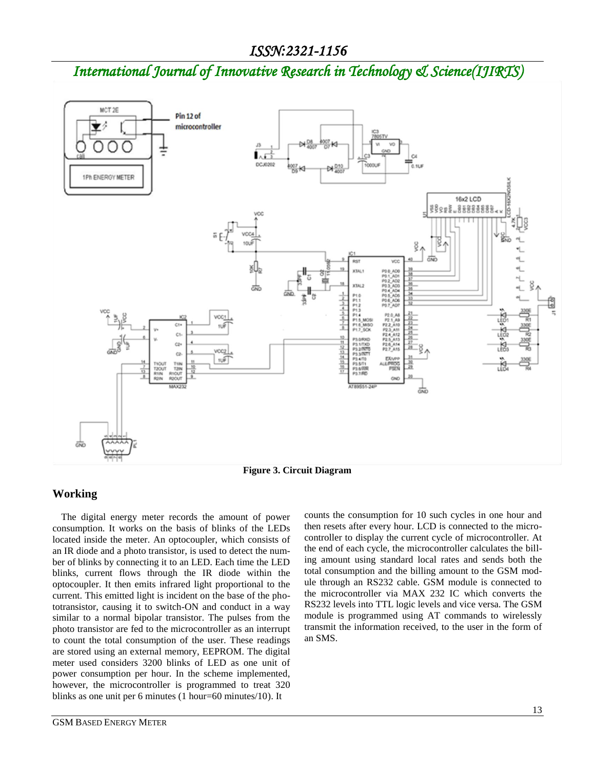Figure 3. Circuit Diagram

## Working

The digital energy meter records the amount of power consumption. It works on the basis of blinks of the LEDs located inside the meter. An optocoupler, which consists of an IR diode and a photo transistor, is used to detect the number of blinks by connecting it to an LED. Each time the LED blinks, current flows through the IR diode within the optocoupler. It then emits infrared light proportional to the current. This emitted light is incident on the base of the phototransistor, causing it to switch-ON and conduct in a way similar to a normal bipolar transistor. The pulses from the photo transistor are fed to the microcontroller as an interrupt to count the total consumption of the user. These readings are stored using an external memory, EEPROM. The digital meter used considers 3200 blinks of LED as one unit of power consumption per hour. In the scheme implemented, however, the microcontroller is programmed to treat 320 blinks as one unit per 6 minutes (1 hour=60 minutes/10). It counts the consumption for 10 such cycles in one hour and then resets after every hour. LCD is connected to the microcontroller to display the current cycle of microcontroller. At the end of each cycle, the microcontroller calculates the billing amount using standard local rates and sends both the total consumption and the billing amount to the GSM module through an RS232 cable. GSM module is connected to the microcontroller via MAX 232 IC which converts the RS232 levels into TTL logic levels and vice versa. The GSM module is programmed using AT commands to wirelessly transmit the information received, to the user in the form of an SMS.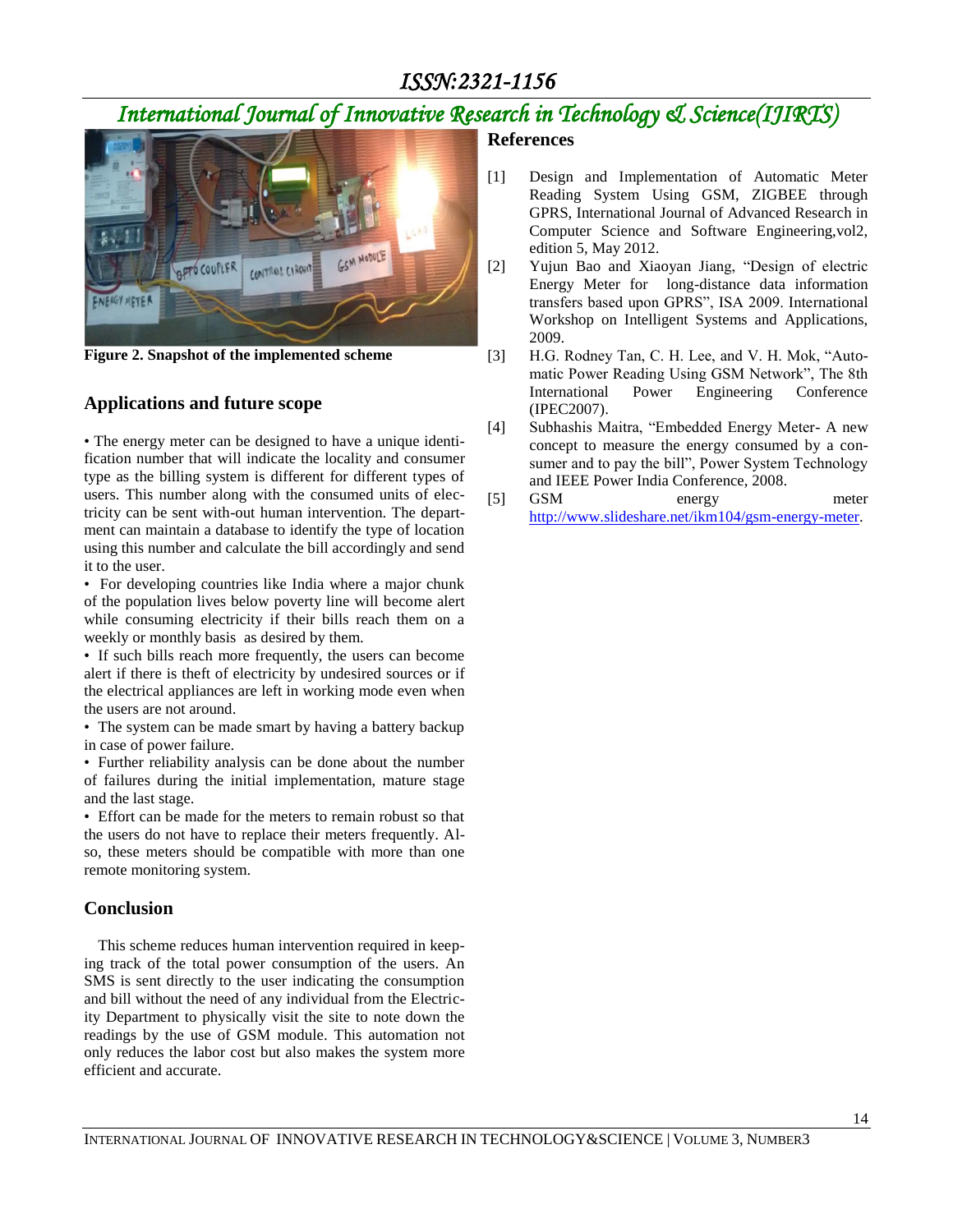Figure 2. Snapshot of the implemented scheme

## Applications and future scope

- The energy meter can be designed to have a unique identification number that will indicate the locality and consumer type as the billing system is different for different types of users. This number along with the consumed units of electricity can be sent with-out human intervention. The department can maintain a database to identify the type of location using this number and calculate the bill accordingly and send it to the user.
- For developing countries like India where a major chunk of the population lives below poverty line will become alert while consuming electricity if their bills reach them on a weekly or monthly basis as desired by them.
- If such bills reach more frequently, the users can become alert if there is theft of electricity by undesired sources or if the electrical appliances are left in working mode even when the users are not around.
- The system can be made smart by having a battery backup in case of power failure.
- Further reliability analysis can be done about the number of failures during the initial implementation, mature stage and the last stage.
- Effort can be made for the meters to remain robust so that the users do not have to replace their meters frequently. Also, these meters should be compatible with more than one remote monitoring system.

## Conclusion

This scheme reduces human intervention required in keeping track of the total power consumption of the users. An SMS is sent directly to the user indicating the consumption and bill without the need of any individual from the Electricity Department to physically visit the site to note down the readings by the use of GSM module. This automation not only reduces the labor cost but also makes the system more efficient and accurate.

## References

[1] Design and Implementation of Automatic Meter Reading System Using GSM, ZIGBEE through GPRS, International Journal of Advanced Research in Computer Science and Software Engineering,vol2, edition 5, May 2012.

[2] Yujun Bao and Xiaoyan Jiang, "Design of electric Energy Meter for long-distance data information transfers based upon GPRS", ISA 2009. International Workshop on Intelligent Systems and Applications, 2009.

[3] H.G. Rodney Tan, C. H. Lee, and V. H. Mok, "Automatic Power Reading Using GSM Network", The 8th International Power Engineering Conference (IPEC2007).

[4] Subhashis Maitra, "Embedded Energy Meter- A new concept to measure the energy consumed by a consumer and to pay the bill", Power System Technology and IEEE Power India Conference, 2008.

[5] GSM energy meter http://www.slideshare.net/ikm104/gsm-energy-meter.